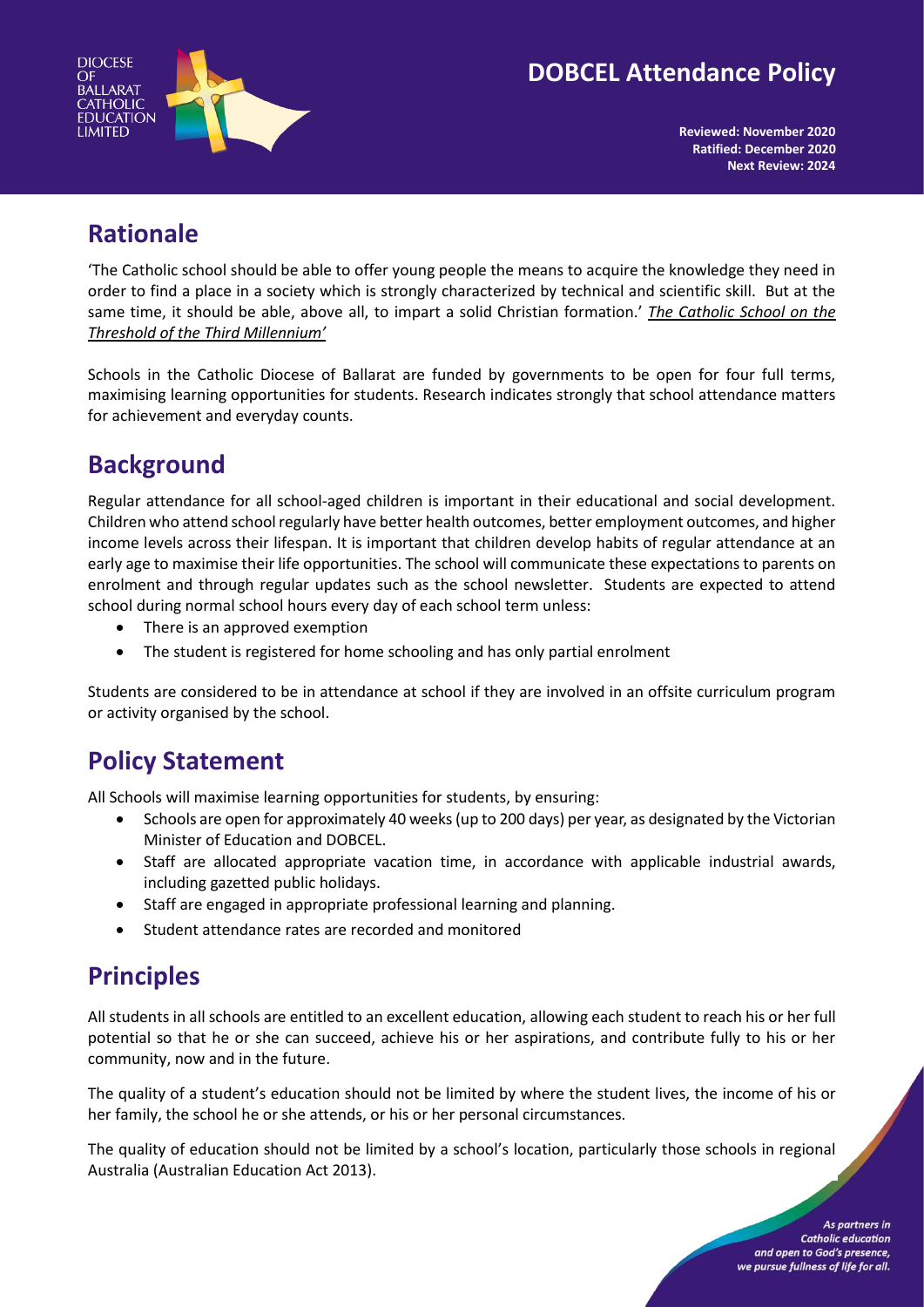# DOBCEL Attendance Policy

**Reviewed: November 2020**
**Ratified: December 2020**
**Next Review: 2024**

## Rationale

'The Catholic school should be able to offer young people the means to acquire the knowledge they need in order to find a place in a society which is strongly characterized by technical and scientific skill. But at the same time, it should be able, above all, to impart a solid Christian formation.' *The Catholic School on the Threshold of the Third Millennium'*

Schools in the Catholic Diocese of Ballarat are funded by governments to be open for four full terms, maximising learning opportunities for students. Research indicates strongly that school attendance matters for achievement and everyday counts.

## Background

Regular attendance for all school-aged children is important in their educational and social development. Children who attend school regularly have better health outcomes, better employment outcomes, and higher income levels across their lifespan. It is important that children develop habits of regular attendance at an early age to maximise their life opportunities. The school will communicate these expectations to parents on enrolment and through regular updates such as the school newsletter. Students are expected to attend school during normal school hours every day of each school term unless:

- There is an approved exemption
- The student is registered for home schooling and has only partial enrolment

Students are considered to be in attendance at school if they are involved in an offsite curriculum program or activity organised by the school.

## Policy Statement

All Schools will maximise learning opportunities for students, by ensuring:

- Schools are open for approximately 40 weeks (up to 200 days) per year, as designated by the Victorian Minister of Education and DOBCEL.
- Staff are allocated appropriate vacation time, in accordance with applicable industrial awards, including gazetted public holidays.
- Staff are engaged in appropriate professional learning and planning.
- Student attendance rates are recorded and monitored

## Principles

All students in all schools are entitled to an excellent education, allowing each student to reach his or her full potential so that he or she can succeed, achieve his or her aspirations, and contribute fully to his or her community, now and in the future.

The quality of a student's education should not be limited by where the student lives, the income of his or her family, the school he or she attends, or his or her personal circumstances.

The quality of education should not be limited by a school's location, particularly those schools in regional Australia (Australian Education Act 2013).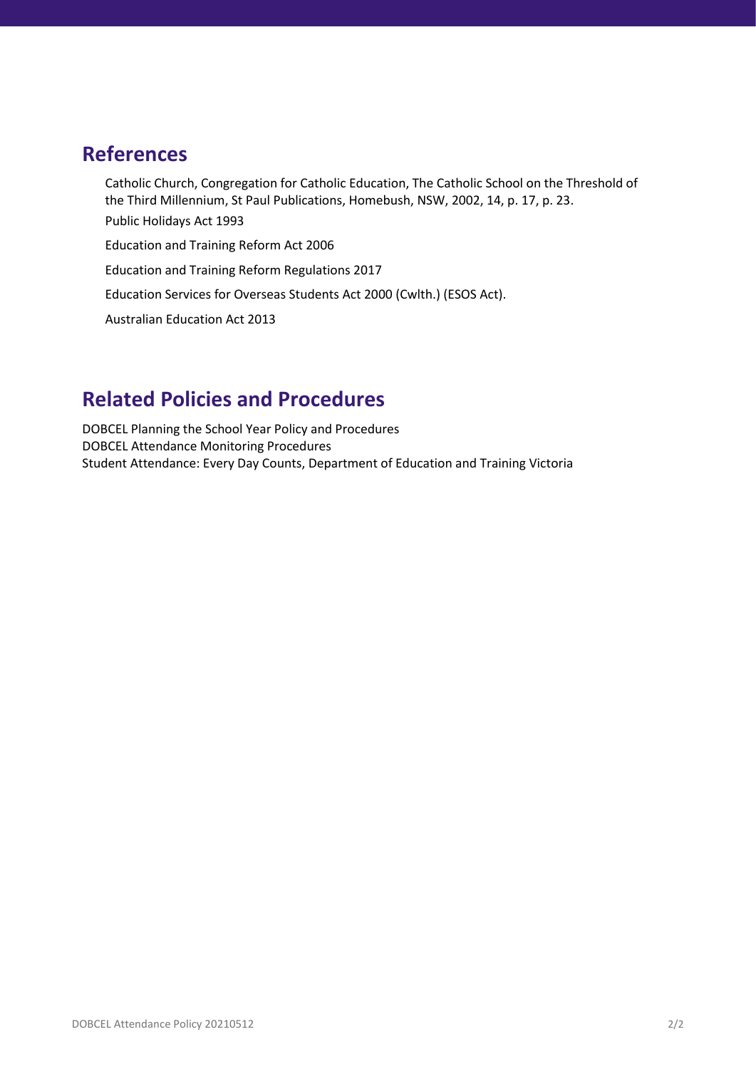## References

Catholic Church, Congregation for Catholic Education, The Catholic School on the Threshold of the Third Millennium, St Paul Publications, Homebush, NSW, 2002, 14, p. 17, p. 23.

Public Holidays Act 1993

Education and Training Reform Act 2006

Education and Training Reform Regulations 2017

Education Services for Overseas Students Act 2000 (Cwlth.) (ESOS Act).

Australian Education Act 2013

## Related Policies and Procedures

DOBCEL Planning the School Year Policy and Procedures
DOBCEL Attendance Monitoring Procedures
Student Attendance: Every Day Counts, Department of Education and Training Victoria